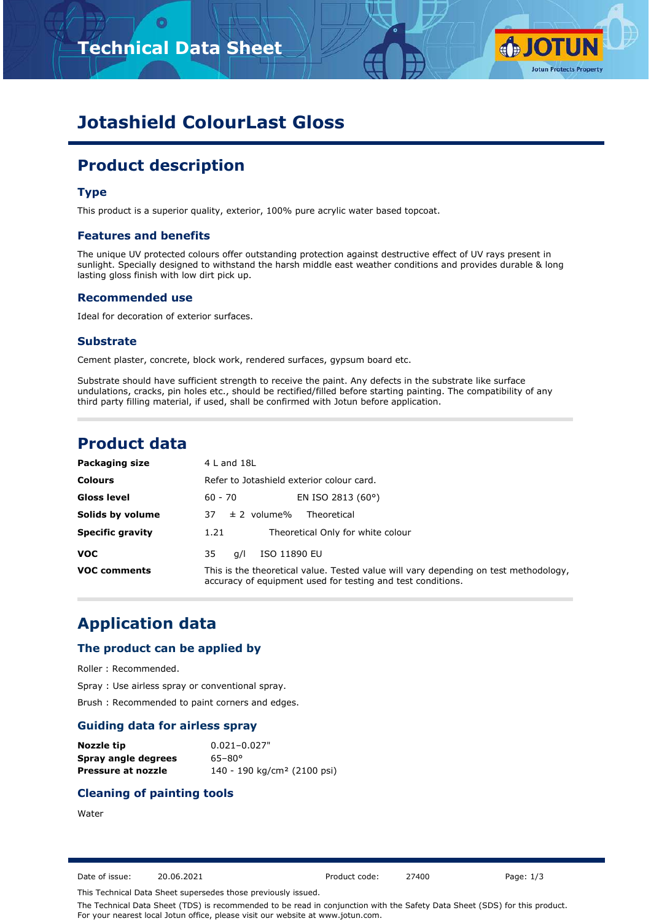# Jotashield ColourLast Gloss

## Product description

### Type

This product is a superior quality, exterior, 100% pure acrylic water based topcoat.

### Features and benefits

The unique UV protected colours offer outstanding protection against destructive effect of UV rays present in sunlight. Specially designed to withstand the harsh middle east weather conditions and provides durable & long lasting gloss finish with low dirt pick up.

### Recommended use

Ideal for decoration of exterior surfaces.

### Substrate

Cement plaster, concrete, block work, rendered surfaces, gypsum board etc.

Substrate should have sufficient strength to receive the paint. Any defects in the substrate like surface undulations, cracks, pin holes etc., should be rectified/filled before starting painting. The compatibility of any third party filling material, if used, shall be confirmed with Jotun before application.

## Product data

| | | |
|---|---|---|
| **Packaging size** | 4 L and 18L | |
| **Colours** | Refer to Jotashield exterior colour card. | |
| **Gloss level** | 60 - 70 | EN ISO 2813 (60°) |
| **Solids by volume** | 37 ± 2 volume% | Theoretical |
| **Specific gravity** | 1.21 | Theoretical Only for white colour |
| **VOC** | 35 g/l | ISO 11890 EU |
| **VOC comments** | This is the theoretical value. Tested value will vary depending on test methodology, accuracy of equipment used for testing and test conditions. | |

## Application data

### The product can be applied by

Roller : Recommended.

Spray : Use airless spray or conventional spray.

Brush : Recommended to paint corners and edges.

### Guiding data for airless spray

| | |
|---|---|
| **Nozzle tip** | 0.021–0.027" |
| **Spray angle degrees** | 65–80° |
| **Pressure at nozzle** | 140 - 190 kg/cm² (2100 psi) |

### Cleaning of painting tools

Water

Date of issue: 20.06.2021 Product code: 27400

This Technical Data Sheet supersedes those previously issued.

The Technical Data Sheet (TDS) is recommended to be read in conjunction with the Safety Data Sheet (SDS) for this product. For your nearest local Jotun office, please visit our website at www.jotun.com.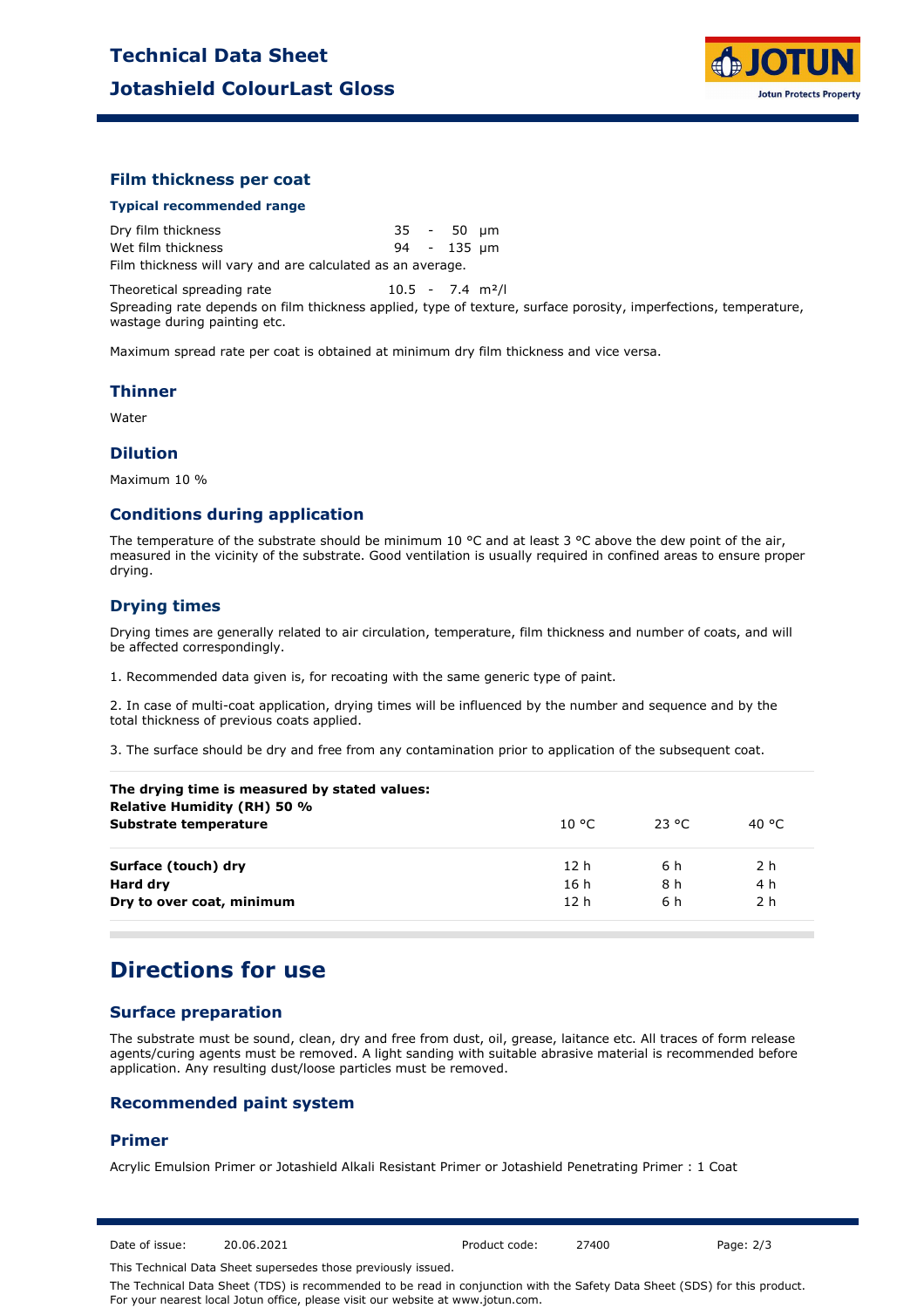### Film thickness per coat

#### Typical recommended range

| | |
|---|---|
| Dry film thickness | 35 - 50 µm |
| Wet film thickness | 94 - 135 µm |

Film thickness will vary and are calculated as an average.

| | |
|---|---|
| Theoretical spreading rate | 10.5 - 7.4 m²/l |

Spreading rate depends on film thickness applied, type of texture, surface porosity, imperfections, temperature, wastage during painting etc.

Maximum spread rate per coat is obtained at minimum dry film thickness and vice versa.

### Thinner

Water

### Dilution

Maximum 10 %

### Conditions during application

The temperature of the substrate should be minimum 10 °C and at least 3 °C above the dew point of the air, measured in the vicinity of the substrate. Good ventilation is usually required in confined areas to ensure proper drying.

### Drying times

Drying times are generally related to air circulation, temperature, film thickness and number of coats, and will be affected correspondingly.

1. Recommended data given is, for recoating with the same generic type of paint.

2. In case of multi-coat application, drying times will be influenced by the number and sequence and by the total thickness of previous coats applied.

3. The surface should be dry and free from any contamination prior to application of the subsequent coat.

| **The drying time is measured by stated values: Relative Humidity (RH) 50 % Substrate temperature** | 10 °C | 23 °C | 40 °C |
|---|---|---|---|
| **Surface (touch) dry** | 12 h | 6 h | 2 h |
| **Hard dry** | 16 h | 8 h | 4 h |
| **Dry to over coat, minimum** | 12 h | 6 h | 2 h |

## Directions for use

### Surface preparation

The substrate must be sound, clean, dry and free from dust, oil, grease, laitance etc. All traces of form release agents/curing agents must be removed. A light sanding with suitable abrasive material is recommended before application. Any resulting dust/loose particles must be removed.

### Recommended paint system

### Primer

Acrylic Emulsion Primer or Jotashield Alkali Resistant Primer or Jotashield Penetrating Primer : 1 Coat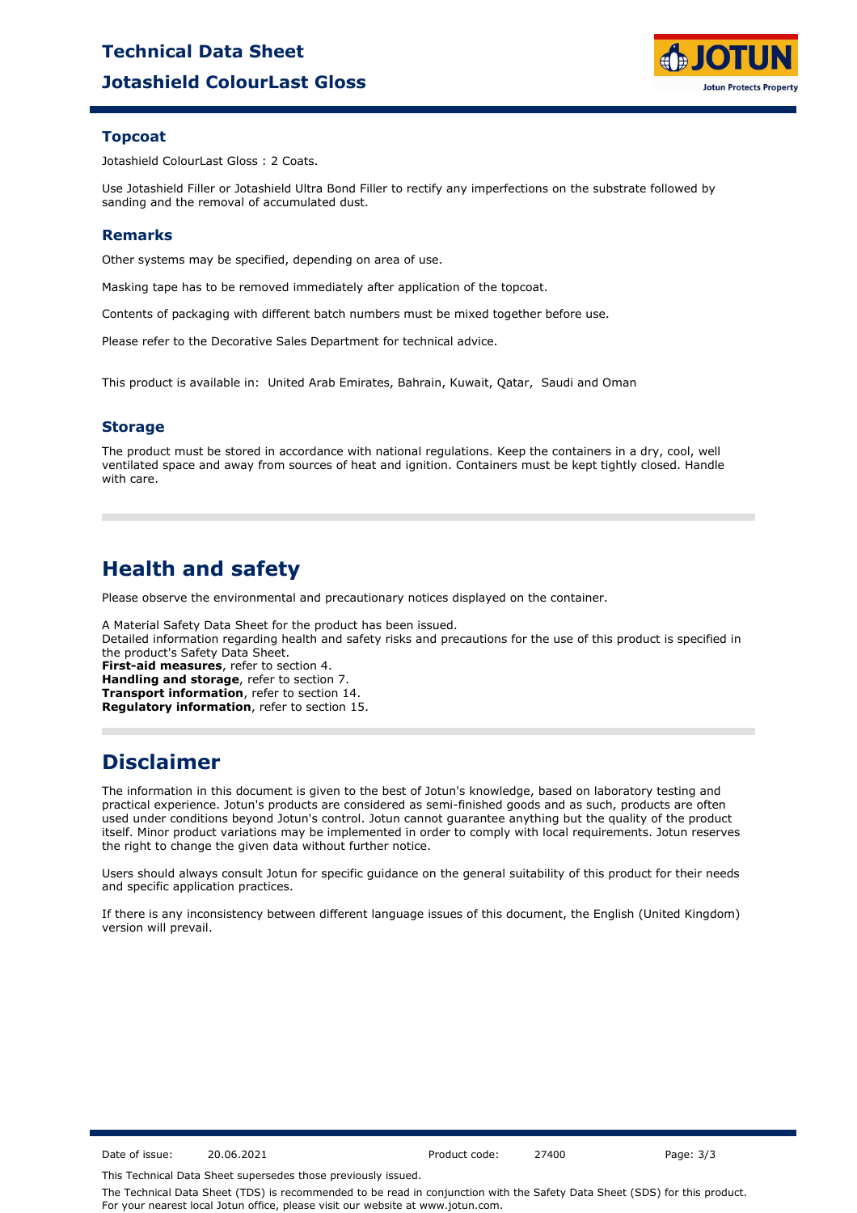### Topcoat

Jotashield ColourLast Gloss : 2 Coats.

Use Jotashield Filler or Jotashield Ultra Bond Filler to rectify any imperfections on the substrate followed by sanding and the removal of accumulated dust.

### Remarks

Other systems may be specified, depending on area of use.

Masking tape has to be removed immediately after application of the topcoat.

Contents of packaging with different batch numbers must be mixed together before use.

Please refer to the Decorative Sales Department for technical advice.

This product is available in: United Arab Emirates, Bahrain, Kuwait, Qatar, Saudi and Oman

### Storage

The product must be stored in accordance with national regulations. Keep the containers in a dry, cool, well ventilated space and away from sources of heat and ignition. Containers must be kept tightly closed. Handle with care.

## Health and safety

Please observe the environmental and precautionary notices displayed on the container.

A Material Safety Data Sheet for the product has been issued.
Detailed information regarding health and safety risks and precautions for the use of this product is specified in the product's Safety Data Sheet.
**First-aid measures**, refer to section 4.
**Handling and storage**, refer to section 7.
**Transport information**, refer to section 14.
**Regulatory information**, refer to section 15.

## Disclaimer

The information in this document is given to the best of Jotun's knowledge, based on laboratory testing and practical experience. Jotun's products are considered as semi-finished goods and as such, products are often used under conditions beyond Jotun's control. Jotun cannot guarantee anything but the quality of the product itself. Minor product variations may be implemented in order to comply with local requirements. Jotun reserves the right to change the given data without further notice.

Users should always consult Jotun for specific guidance on the general suitability of this product for their needs and specific application practices.

If there is any inconsistency between different language issues of this document, the English (United Kingdom) version will prevail.